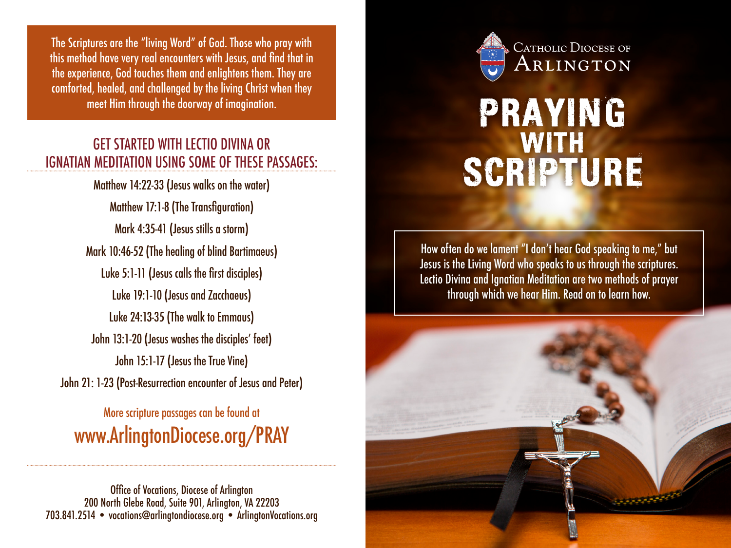The Scriptures are the "living Word" of God. Those who pray with this method have very real encounters with Jesus, and find that in the experience, God touches them and enlightens them. They are comforted, healed, and challenged by the living Christ when they meet Him through the doorway of imagination.

## GET STARTED WITH LECTIO DIVINA OR IGNATIAN MEDITATION USING SOME OF THESE PASSAGES:

Matthew 14:22-33 (Jesus walks on the water)

Matthew 17:1-8 (The Transfiguration)

Mark 4:35-41 (Jesus stills a storm)

Mark 10:46-52 (The healing of blind Bartimaeus)

Luke 5:1-11 (Jesus calls the first disciples)

Luke 19:1-10 (Jesus and Zacchaeus)

Luke 24:13-35 (The walk to Emmaus)

John 13:1-20 (Jesus washes the disciples' feet)

John 15:1-17 (Jesus the True Vine)

John 21: 1-23 (Post-Resurrection encounter of Jesus and Peter)

More scripture passages can be found at

**www.ArlingtonDiocese.org/PRAY**

---

Office of Vocations, Diocese of Arlington
200 North Glebe Road, Suite 901, Arlington, VA 22203
703.841.2514 • vocations@arlingtondiocese.org • ArlingtonVocations.org

Catholic Diocese of Arlington

# PRAYING WITH SCRIPTURE

How often do we lament "I don't hear God speaking to me," but Jesus is the Living Word who speaks to us through the scriptures. Lectio Divina and Ignatian Meditation are two methods of prayer through which we hear Him. Read on to learn how.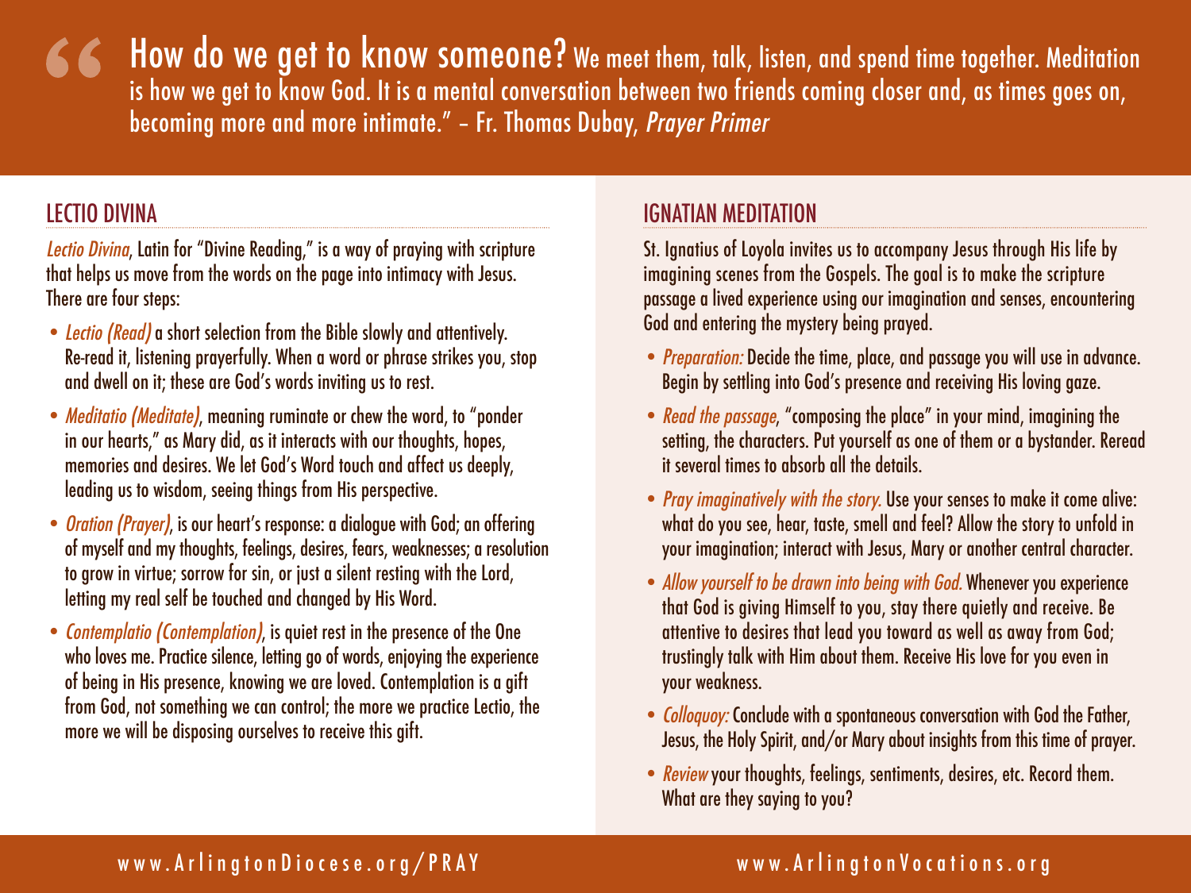> "How do we get to know someone? We meet them, talk, listen, and spend time together. Meditation is how we get to know God. It is a mental conversation between two friends coming closer and, as times goes on, becoming more and more intimate." – Fr. Thomas Dubay, *Prayer Primer*

## LECTIO DIVINA

*Lectio Divina*, Latin for "Divine Reading," is a way of praying with scripture that helps us move from the words on the page into intimacy with Jesus. There are four steps:

- *Lectio (Read)* a short selection from the Bible slowly and attentively. Re-read it, listening prayerfully. When a word or phrase strikes you, stop and dwell on it; these are God's words inviting us to rest.
- *Meditatio (Meditate)*, meaning ruminate or chew the word, to "ponder in our hearts," as Mary did, as it interacts with our thoughts, hopes, memories and desires. We let God's Word touch and affect us deeply, leading us to wisdom, seeing things from His perspective.
- *Oration (Prayer)*, is our heart's response: a dialogue with God; an offering of myself and my thoughts, feelings, desires, fears, weaknesses; a resolution to grow in virtue; sorrow for sin, or just a silent resting with the Lord, letting my real self be touched and changed by His Word.
- *Contemplatio (Contemplation)*, is quiet rest in the presence of the One who loves me. Practice silence, letting go of words, enjoying the experience of being in His presence, knowing we are loved. Contemplation is a gift from God, not something we can control; the more we practice Lectio, the more we will be disposing ourselves to receive this gift.

## IGNATIAN MEDITATION

St. Ignatius of Loyola invites us to accompany Jesus through His life by imagining scenes from the Gospels. The goal is to make the scripture passage a lived experience using our imagination and senses, encountering God and entering the mystery being prayed.

- *Preparation:* Decide the time, place, and passage you will use in advance. Begin by settling into God's presence and receiving His loving gaze.
- *Read the passage*, "composing the place" in your mind, imagining the setting, the characters. Put yourself as one of them or a bystander. Reread it several times to absorb all the details.
- *Pray imaginatively with the story.* Use your senses to make it come alive: what do you see, hear, taste, smell and feel? Allow the story to unfold in your imagination; interact with Jesus, Mary or another central character.
- *Allow yourself to be drawn into being with God.* Whenever you experience that God is giving Himself to you, stay there quietly and receive. Be attentive to desires that lead you toward as well as away from God; trustingly talk with Him about them. Receive His love for you even in your weakness.
- *Colloquoy:* Conclude with a spontaneous conversation with God the Father, Jesus, the Holy Spirit, and/or Mary about insights from this time of prayer.
- *Review* your thoughts, feelings, sentiments, desires, etc. Record them. What are they saying to you?

www.ArlingtonDiocese.org/PRAY

www.ArlingtonVocations.org